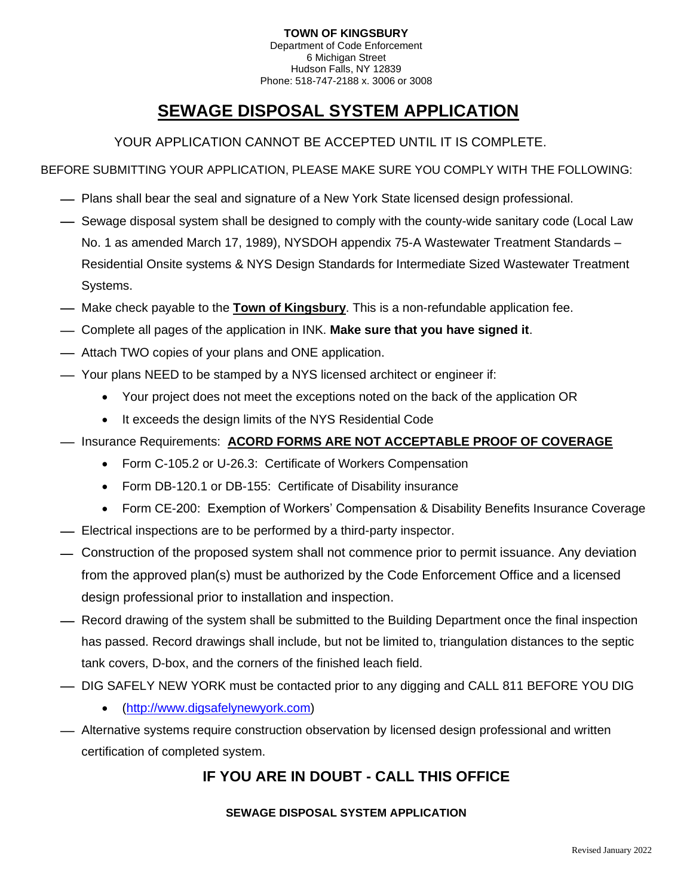**TOWN OF KINGSBURY**
Department of Code Enforcement
6 Michigan Street
Hudson Falls, NY 12839
Phone: 518-747-2188 x. 3006 or 3008

# SEWAGE DISPOSAL SYSTEM APPLICATION

YOUR APPLICATION CANNOT BE ACCEPTED UNTIL IT IS COMPLETE.

BEFORE SUBMITTING YOUR APPLICATION, PLEASE MAKE SURE YOU COMPLY WITH THE FOLLOWING:

- Plans shall bear the seal and signature of a New York State licensed design professional.
- Sewage disposal system shall be designed to comply with the county-wide sanitary code (Local Law No. 1 as amended March 17, 1989), NYSDOH appendix 75-A Wastewater Treatment Standards – Residential Onsite systems & NYS Design Standards for Intermediate Sized Wastewater Treatment Systems.
- Make check payable to the **Town of Kingsbury**. This is a non-refundable application fee.
- Complete all pages of the application in INK. **Make sure that you have signed it**.
- Attach TWO copies of your plans and ONE application.
- Your plans NEED to be stamped by a NYS licensed architect or engineer if:
  - Your project does not meet the exceptions noted on the back of the application OR
  - It exceeds the design limits of the NYS Residential Code
- Insurance Requirements: **ACORD FORMS ARE NOT ACCEPTABLE PROOF OF COVERAGE**
  - Form C-105.2 or U-26.3: Certificate of Workers Compensation
  - Form DB-120.1 or DB-155: Certificate of Disability insurance
  - Form CE-200: Exemption of Workers' Compensation & Disability Benefits Insurance Coverage
- Electrical inspections are to be performed by a third-party inspector.
- Construction of the proposed system shall not commence prior to permit issuance. Any deviation from the approved plan(s) must be authorized by the Code Enforcement Office and a licensed design professional prior to installation and inspection.
- Record drawing of the system shall be submitted to the Building Department once the final inspection has passed. Record drawings shall include, but not be limited to, triangulation distances to the septic tank covers, D-box, and the corners of the finished leach field.
- DIG SAFELY NEW YORK must be contacted prior to any digging and CALL 811 BEFORE YOU DIG
  - (http://www.digsafelynewyork.com)
- Alternative systems require construction observation by licensed design professional and written certification of completed system.

## IF YOU ARE IN DOUBT - CALL THIS OFFICE

**SEWAGE DISPOSAL SYSTEM APPLICATION**

Revised January 2022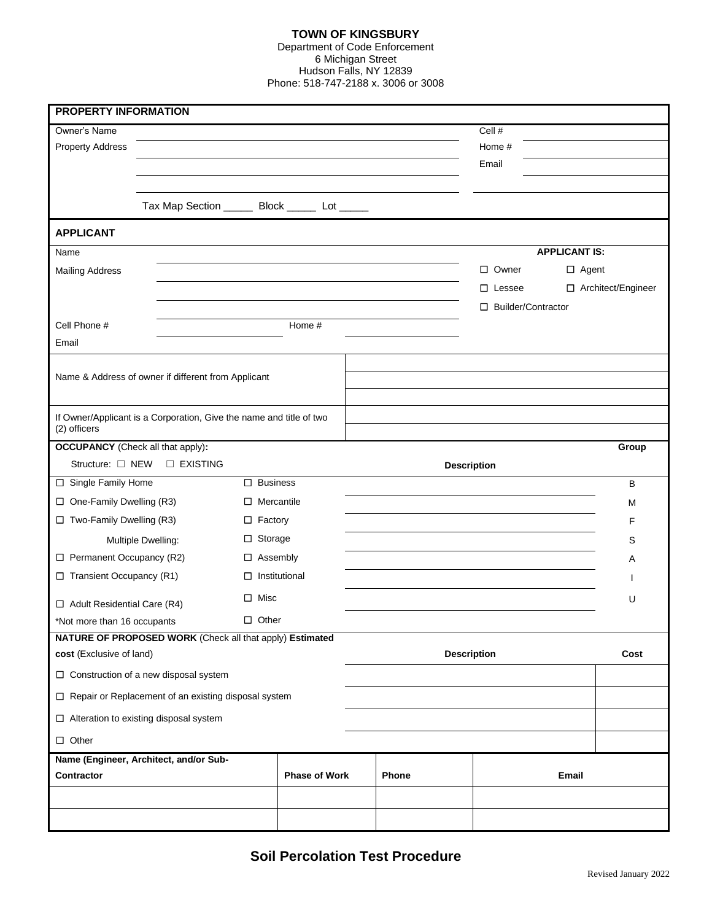**TOWN OF KINGSBURY**
Department of Code Enforcement
6 Michigan Street
Hudson Falls, NY 12839
Phone: 518-747-2188 x. 3006 or 3008

## PROPERTY INFORMATION

| | | | |
|---|---|---|---|
| Owner's Name | | Cell # | |
| Property Address | | Home # | |
| | | Email | |
| | | | |
| | Tax Map Section _____ Block _____ Lot _____ | | |

## APPLICANT

| | | | |
|---|---|---|---|
| Name | | **APPLICANT IS:** | |
| Mailing Address | | ☐ Owner | ☐ Agent |
| | | ☐ Lessee | ☐ Architect/Engineer |
| | | ☐ Builder/Contractor | |
| Cell Phone # | Home # | | |
| Email | | | |

| | |
|---|---|
| Name & Address of owner if different from Applicant | |
| If Owner/Applicant is a Corporation, Give the name and title of two (2) officers | |

**OCCUPANCY** (Check all that apply)**:**

Structure: ☐ NEW ☐ EXISTING

| | | Description | Group |
|---|---|---|---|
| ☐ Single Family Home | ☐ Business | | B |
| ☐ One-Family Dwelling (R3) | ☐ Mercantile | | M |
| ☐ Two-Family Dwelling (R3) | ☐ Factory | | F |
| Multiple Dwelling: | ☐ Storage | | S |
| ☐ Permanent Occupancy (R2) | ☐ Assembly | | A |
| ☐ Transient Occupancy (R1) | ☐ Institutional | | I |
| ☐ Adult Residential Care (R4) | ☐ Misc | | U |
| *Not more than 16 occupants | ☐ Other | | |

**NATURE OF PROPOSED WORK** (Check all that apply) **Estimated cost** (Exclusive of land)

| | Description | Cost |
|---|---|---|
| ☐ Construction of a new disposal system | | |
| ☐ Repair or Replacement of an existing disposal system | | |
| ☐ Alteration to existing disposal system | | |
| ☐ Other | | |

| Name (Engineer, Architect, and/or Sub-Contractor | Phase of Work | Phone | Email |
|---|---|---|---|
| | | | |
| | | | |

## Soil Percolation Test Procedure

Revised January 2022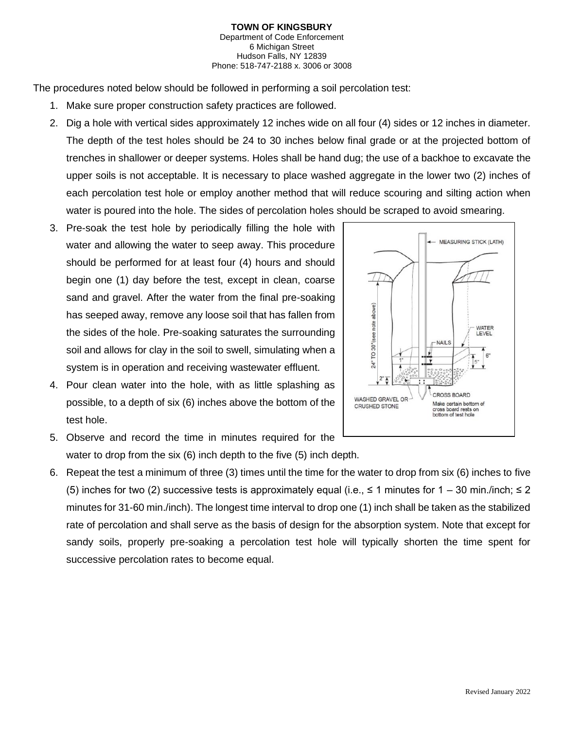**TOWN OF KINGSBURY**
Department of Code Enforcement
6 Michigan Street
Hudson Falls, NY 12839
Phone: 518-747-2188 x. 3006 or 3008

The procedures noted below should be followed in performing a soil percolation test:

1. Make sure proper construction safety practices are followed.
2. Dig a hole with vertical sides approximately 12 inches wide on all four (4) sides or 12 inches in diameter. The depth of the test holes should be 24 to 30 inches below final grade or at the projected bottom of trenches in shallower or deeper systems. Holes shall be hand dug; the use of a backhoe to excavate the upper soils is not acceptable. It is necessary to place washed aggregate in the lower two (2) inches of each percolation test hole or employ another method that will reduce scouring and silting action when water is poured into the hole. The sides of percolation holes should be scraped to avoid smearing.
3. Pre-soak the test hole by periodically filling the hole with water and allowing the water to seep away. This procedure should be performed for at least four (4) hours and should begin one (1) day before the test, except in clean, coarse sand and gravel. After the water from the final pre-soaking has seeped away, remove any loose soil that has fallen from the sides of the hole. Pre-soaking saturates the surrounding soil and allows for clay in the soil to swell, simulating when a system is in operation and receiving wastewater effluent.
4. Pour clean water into the hole, with as little splashing as possible, to a depth of six (6) inches above the bottom of the test hole.
5. Observe and record the time in minutes required for the water to drop from the six (6) inch depth to the five (5) inch depth.
6. Repeat the test a minimum of three (3) times until the time for the water to drop from six (6) inches to five (5) inches for two (2) successive tests is approximately equal (i.e., ≤ 1 minutes for 1 – 30 min./inch; ≤ 2 minutes for 31-60 min./inch). The longest time interval to drop one (1) inch shall be taken as the stabilized rate of percolation and shall serve as the basis of design for the absorption system. Note that except for sandy soils, properly pre-soaking a percolation test hole will typically shorten the time spent for successive percolation rates to become equal.

Revised January 2022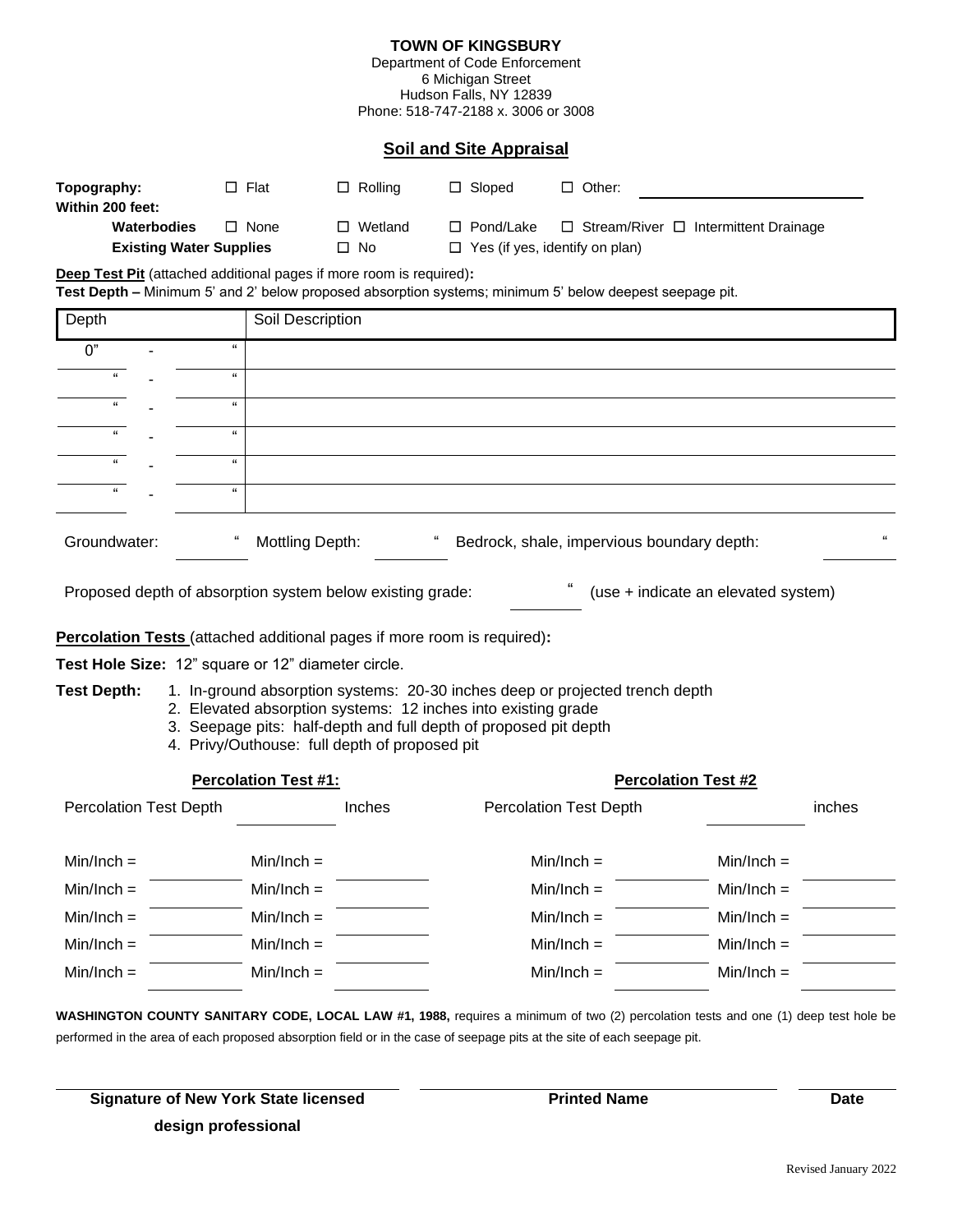**TOWN OF KINGSBURY**
Department of Code Enforcement
6 Michigan Street
Hudson Falls, NY 12839
Phone: 518-747-2188 x. 3006 or 3008

## Soil and Site Appraisal

**Topography:** ☐ Flat ☐ Rolling ☐ Sloped ☐ Other: ______________________

**Within 200 feet:**

**Waterbodies** ☐ None ☐ Wetland ☐ Pond/Lake ☐ Stream/River ☐ Intermittent Drainage

**Existing Water Supplies** ☐ No ☐ Yes (if yes, identify on plan)

**Deep Test Pit** (attached additional pages if more room is required)**:**
**Test Depth –** Minimum 5' and 2' below proposed absorption systems; minimum 5' below deepest seepage pit.

| Depth | | | Soil Description |
|---|---|---|---|
| 0" | - | " | |
| " | - | " | |
| " | - | " | |
| " | - | " | |
| " | - | " | |
| " | - | " | |

Groundwater: ________ " Mottling Depth: ________ " Bedrock, shale, impervious boundary depth: ________ "

Proposed depth of absorption system below existing grade: ________ " (use + indicate an elevated system)

**Percolation Tests** (attached additional pages if more room is required)**:**

**Test Hole Size:** 12" square or 12" diameter circle.

**Test Depth:**
1. In-ground absorption systems: 20-30 inches deep or projected trench depth
2. Elevated absorption systems: 12 inches into existing grade
3. Seepage pits: half-depth and full depth of proposed pit depth
4. Privy/Outhouse: full depth of proposed pit

| **Percolation Test #1:** | | | | **Percolation Test #2** | | | |
|---|---|---|---|---|---|---|---|
| Percolation Test Depth | ________ Inches | | | Percolation Test Depth | ________ inches | | |
| Min/Inch = | | Min/Inch = | | Min/Inch = | | Min/Inch = | |
| Min/Inch = | | Min/Inch = | | Min/Inch = | | Min/Inch = | |
| Min/Inch = | | Min/Inch = | | Min/Inch = | | Min/Inch = | |
| Min/Inch = | | Min/Inch = | | Min/Inch = | | Min/Inch = | |
| Min/Inch = | | Min/Inch = | | Min/Inch = | | Min/Inch = | |

**WASHINGTON COUNTY SANITARY CODE, LOCAL LAW #1, 1988,** requires a minimum of two (2) percolation tests and one (1) deep test hole be performed in the area of each proposed absorption field or in the case of seepage pits at the site of each seepage pit.

______________________________ ______________________________ __________

**Signature of New York State licensed design professional** **Printed Name** **Date**

Revised January 2022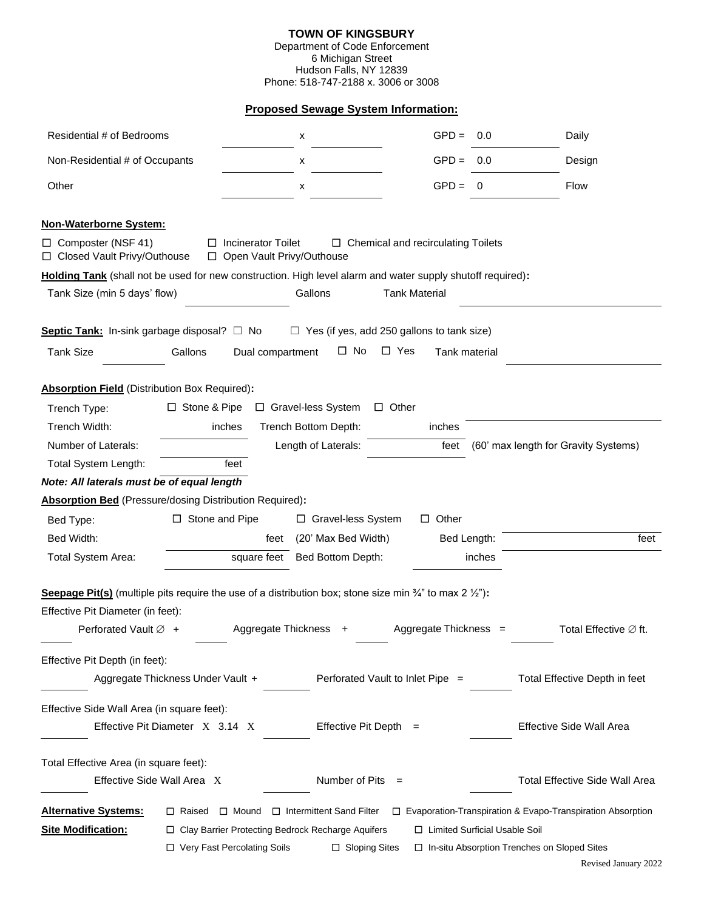**TOWN OF KINGSBURY**
Department of Code Enforcement
6 Michigan Street
Hudson Falls, NY 12839
Phone: 518-747-2188 x. 3006 or 3008

## Proposed Sewage System Information:

| | | | | | | |
|---|---|---|---|---|---|---|
| Residential # of Bedrooms | ________ | x | ________ | GPD = | 0.0 | Daily |
| Non-Residential # of Occupants | ________ | x | ________ | GPD = | 0.0 | Design |
| Other | ________ | x | ________ | GPD = | 0 | Flow |

**Non-Waterborne System:**

☐ Composter (NSF 41) ☐ Incinerator Toilet ☐ Chemical and recirculating Toilets
☐ Closed Vault Privy/Outhouse ☐ Open Vault Privy/Outhouse

**Holding Tank** (shall not be used for new construction. High level alarm and water supply shutoff required)**:**

Tank Size (min 5 days' flow) ________ Gallons Tank Material ________

**Septic Tank:** In-sink garbage disposal? ☐ No ☐ Yes (if yes, add 250 gallons to tank size)

Tank Size ________ Gallons Dual compartment ☐ No ☐ Yes Tank material ________

**Absorption Field** (Distribution Box Required)**:**

Trench Type: ☐ Stone & Pipe ☐ Gravel-less System ☐ Other ________

Trench Width: ________ inches Trench Bottom Depth: ________ inches

Number of Laterals: ________ Length of Laterals: ________ feet (60' max length for Gravity Systems)

Total System Length: ________ feet

***Note: All laterals must be of equal length***

**Absorption Bed** (Pressure/dosing Distribution Required)**:**

Bed Type: ☐ Stone and Pipe ☐ Gravel-less System ☐ Other ________

Bed Width: ________ feet (20' Max Bed Width) Bed Length: ________ feet

Total System Area: ________ square feet Bed Bottom Depth: ________ inches

**Seepage Pit(s)** (multiple pits require the use of a distribution box; stone size min ¾" to max 2 ½")**:**

Effective Pit Diameter (in feet):

________ Perforated Vault ∅ + ________ Aggregate Thickness + ________ Aggregate Thickness = ________ Total Effective ∅ ft.

Effective Pit Depth (in feet):

________ Aggregate Thickness Under Vault + ________ Perforated Vault to Inlet Pipe = ________ Total Effective Depth in feet

Effective Side Wall Area (in square feet):

________ Effective Pit Diameter X 3.14 X ________ Effective Pit Depth = ________ Effective Side Wall Area

Total Effective Area (in square feet):

________ Effective Side Wall Area X ________ Number of Pits = ________ Total Effective Side Wall Area

**Alternative Systems:** ☐ Raised ☐ Mound ☐ Intermittent Sand Filter ☐ Evaporation-Transpiration & Evapo-Transpiration Absorption

**Site Modification:** ☐ Clay Barrier Protecting Bedrock Recharge Aquifers ☐ Limited Surficial Usable Soil
☐ Very Fast Percolating Soils ☐ Sloping Sites ☐ In-situ Absorption Trenches on Sloped Sites

Revised January 2022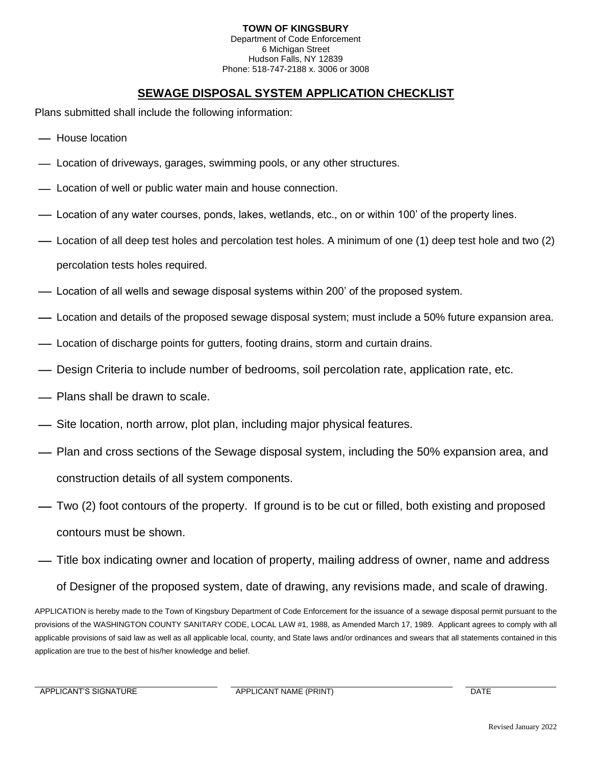**TOWN OF KINGSBURY**
Department of Code Enforcement
6 Michigan Street
Hudson Falls, NY 12839
Phone: 518-747-2188 x. 3006 or 3008

# SEWAGE DISPOSAL SYSTEM APPLICATION CHECKLIST

Plans submitted shall include the following information:

- House location
- Location of driveways, garages, swimming pools, or any other structures.
- Location of well or public water main and house connection.
- Location of any water courses, ponds, lakes, wetlands, etc., on or within 100' of the property lines.
- Location of all deep test holes and percolation test holes. A minimum of one (1) deep test hole and two (2) percolation tests holes required.
- Location of all wells and sewage disposal systems within 200' of the proposed system.
- Location and details of the proposed sewage disposal system; must include a 50% future expansion area.
- Location of discharge points for gutters, footing drains, storm and curtain drains.
- Design Criteria to include number of bedrooms, soil percolation rate, application rate, etc.
- Plans shall be drawn to scale.
- Site location, north arrow, plot plan, including major physical features.
- Plan and cross sections of the Sewage disposal system, including the 50% expansion area, and construction details of all system components.
- Two (2) foot contours of the property. If ground is to be cut or filled, both existing and proposed contours must be shown.
- Title box indicating owner and location of property, mailing address of owner, name and address of Designer of the proposed system, date of drawing, any revisions made, and scale of drawing.

APPLICATION is hereby made to the Town of Kingsbury Department of Code Enforcement for the issuance of a sewage disposal permit pursuant to the provisions of the WASHINGTON COUNTY SANITARY CODE, LOCAL LAW #1, 1988, as Amended March 17, 1989. Applicant agrees to comply with all applicable provisions of said law as well as all applicable local, county, and State laws and/or ordinances and swears that all statements contained in this application are true to the best of his/her knowledge and belief.

APPLICANT'S SIGNATURE ______________________ APPLICANT NAME (PRINT) ______________________ DATE ______________

Revised January 2022